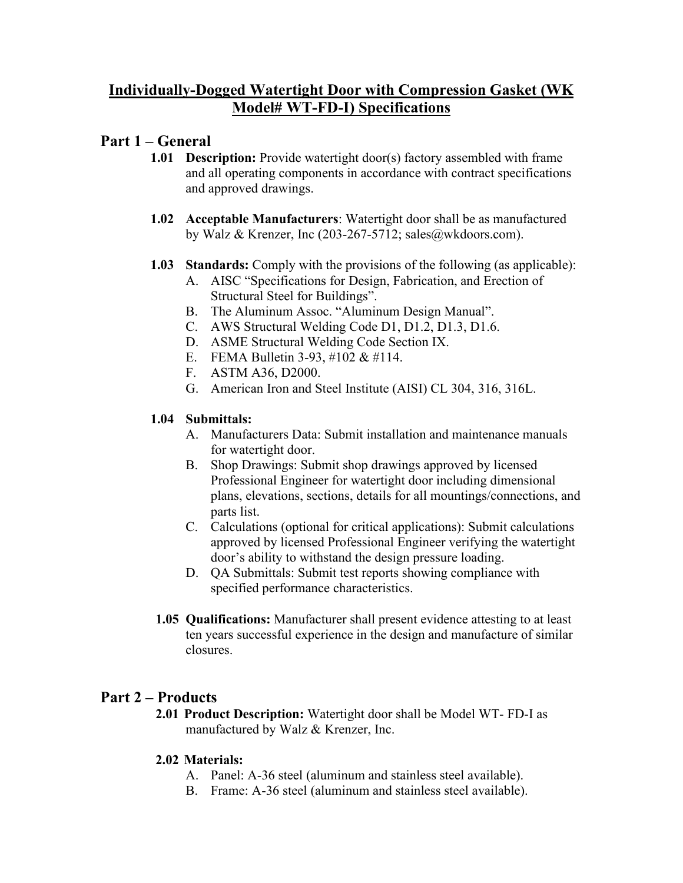# Individually-Dogged Watertight Door with Compression Gasket (WK Model# WT-FD-I) Specifications

## Part 1 – General

**1.01 Description:** Provide watertight door(s) factory assembled with frame and all operating components in accordance with contract specifications and approved drawings.

**1.02 Acceptable Manufacturers**: Watertight door shall be as manufactured by Walz & Krenzer, Inc (203-267-5712; sales@wkdoors.com).

**1.03 Standards:** Comply with the provisions of the following (as applicable):

A. AISC "Specifications for Design, Fabrication, and Erection of Structural Steel for Buildings".
B. The Aluminum Assoc. "Aluminum Design Manual".
C. AWS Structural Welding Code D1, D1.2, D1.3, D1.6.
D. ASME Structural Welding Code Section IX.
E. FEMA Bulletin 3-93, #102 & #114.
F. ASTM A36, D2000.
G. American Iron and Steel Institute (AISI) CL 304, 316, 316L.

**1.04 Submittals:**

A. Manufacturers Data: Submit installation and maintenance manuals for watertight door.
B. Shop Drawings: Submit shop drawings approved by licensed Professional Engineer for watertight door including dimensional plans, elevations, sections, details for all mountings/connections, and parts list.
C. Calculations (optional for critical applications): Submit calculations approved by licensed Professional Engineer verifying the watertight door's ability to withstand the design pressure loading.
D. QA Submittals: Submit test reports showing compliance with specified performance characteristics.

**1.05 Qualifications:** Manufacturer shall present evidence attesting to at least ten years successful experience in the design and manufacture of similar closures.

## Part 2 – Products

**2.01 Product Description:** Watertight door shall be Model WT- FD-I as manufactured by Walz & Krenzer, Inc.

**2.02 Materials:**

A. Panel: A-36 steel (aluminum and stainless steel available).
B. Frame: A-36 steel (aluminum and stainless steel available).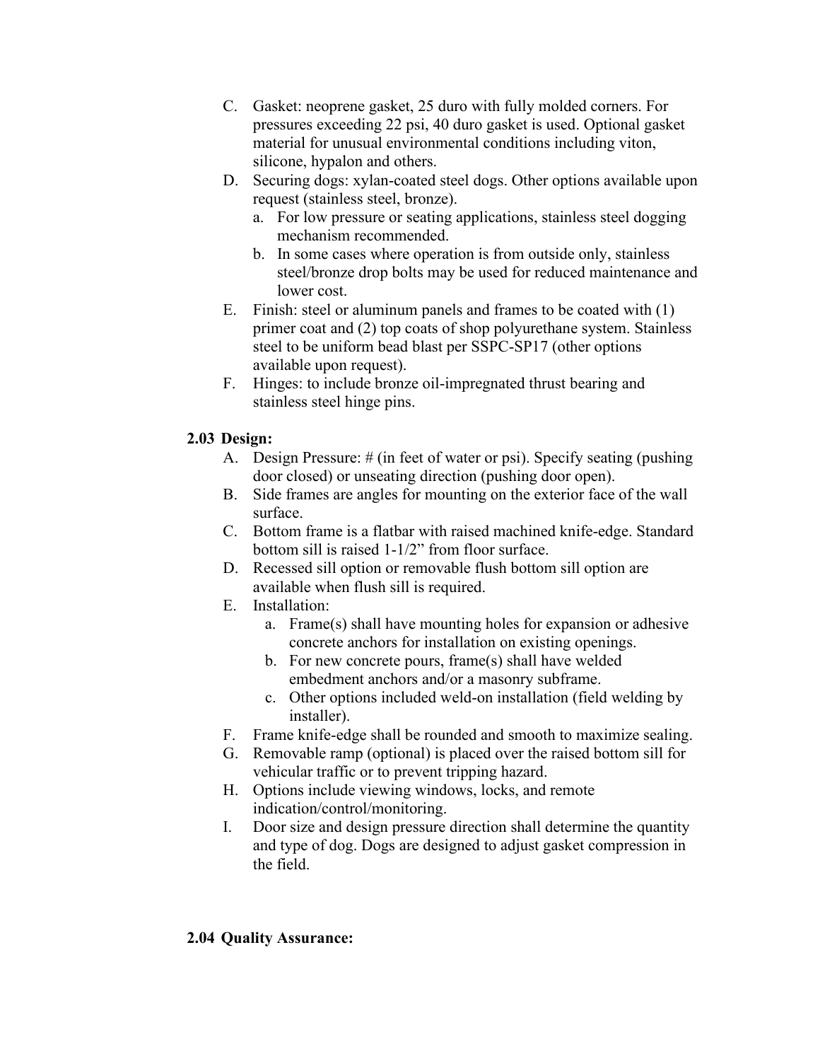C. Gasket: neoprene gasket, 25 duro with fully molded corners. For pressures exceeding 22 psi, 40 duro gasket is used. Optional gasket material for unusual environmental conditions including viton, silicone, hypalon and others.

D. Securing dogs: xylan-coated steel dogs. Other options available upon request (stainless steel, bronze).
   - a. For low pressure or seating applications, stainless steel dogging mechanism recommended.
   - b. In some cases where operation is from outside only, stainless steel/bronze drop bolts may be used for reduced maintenance and lower cost.

E. Finish: steel or aluminum panels and frames to be coated with (1) primer coat and (2) top coats of shop polyurethane system. Stainless steel to be uniform bead blast per SSPC-SP17 (other options available upon request).

F. Hinges: to include bronze oil-impregnated thrust bearing and stainless steel hinge pins.

**2.03 Design:**

A. Design Pressure: # (in feet of water or psi). Specify seating (pushing door closed) or unseating direction (pushing door open).

B. Side frames are angles for mounting on the exterior face of the wall surface.

C. Bottom frame is a flatbar with raised machined knife-edge. Standard bottom sill is raised 1-1/2” from floor surface.

D. Recessed sill option or removable flush bottom sill option are available when flush sill is required.

E. Installation:
   - a. Frame(s) shall have mounting holes for expansion or adhesive concrete anchors for installation on existing openings.
   - b. For new concrete pours, frame(s) shall have welded embedment anchors and/or a masonry subframe.
   - c. Other options included weld-on installation (field welding by installer).

F. Frame knife-edge shall be rounded and smooth to maximize sealing.

G. Removable ramp (optional) is placed over the raised bottom sill for vehicular traffic or to prevent tripping hazard.

H. Options include viewing windows, locks, and remote indication/control/monitoring.

I. Door size and design pressure direction shall determine the quantity and type of dog. Dogs are designed to adjust gasket compression in the field.

**2.04 Quality Assurance:**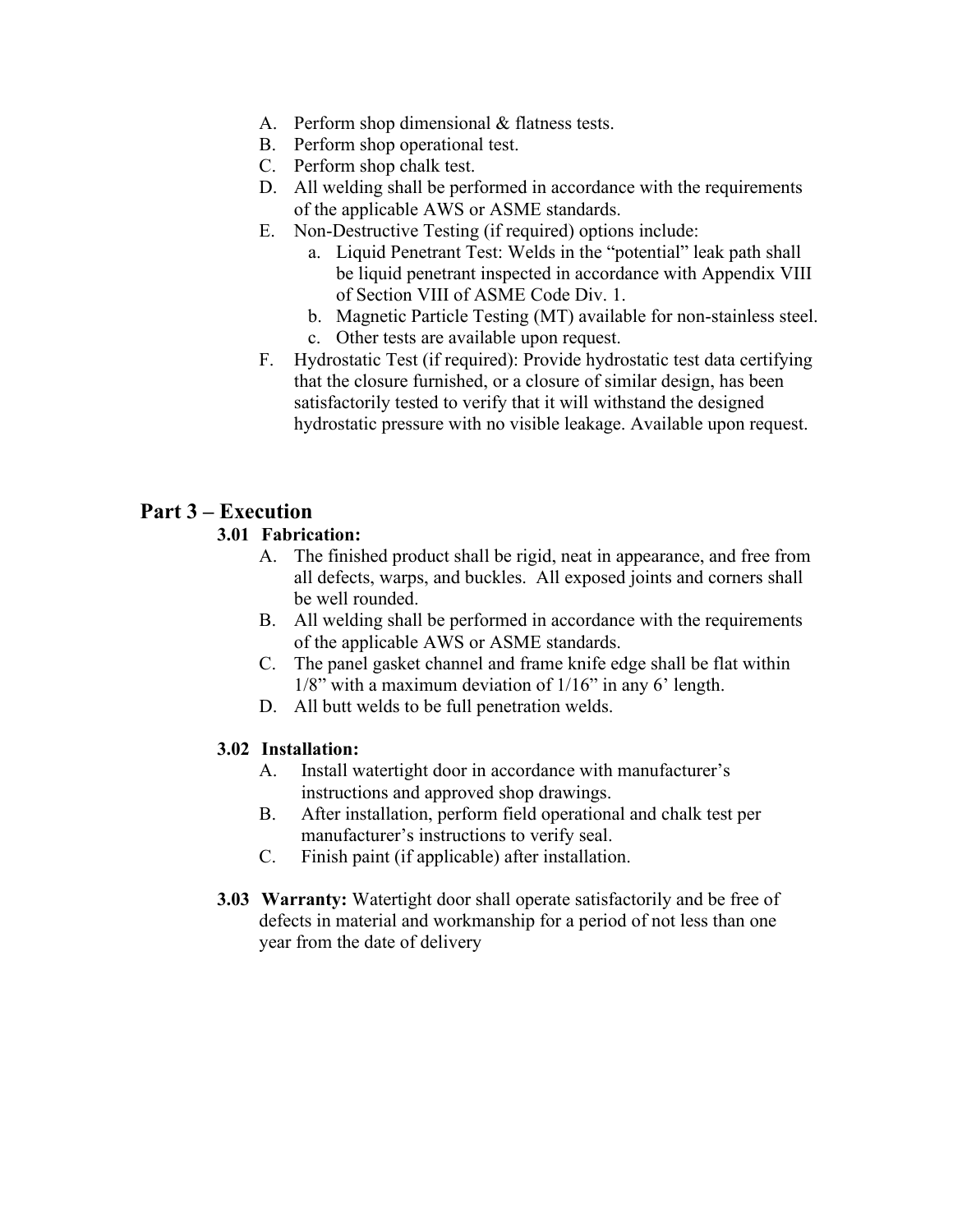A. Perform shop dimensional & flatness tests.
B. Perform shop operational test.
C. Perform shop chalk test.
D. All welding shall be performed in accordance with the requirements of the applicable AWS or ASME standards.
E. Non-Destructive Testing (if required) options include:
   a. Liquid Penetrant Test: Welds in the "potential" leak path shall be liquid penetrant inspected in accordance with Appendix VIII of Section VIII of ASME Code Div. 1.
   b. Magnetic Particle Testing (MT) available for non-stainless steel.
   c. Other tests are available upon request.
F. Hydrostatic Test (if required): Provide hydrostatic test data certifying that the closure furnished, or a closure of similar design, has been satisfactorily tested to verify that it will withstand the designed hydrostatic pressure with no visible leakage. Available upon request.

## Part 3 – Execution

### 3.01 Fabrication:

A. The finished product shall be rigid, neat in appearance, and free from all defects, warps, and buckles. All exposed joints and corners shall be well rounded.
B. All welding shall be performed in accordance with the requirements of the applicable AWS or ASME standards.
C. The panel gasket channel and frame knife edge shall be flat within 1/8" with a maximum deviation of 1/16" in any 6' length.
D. All butt welds to be full penetration welds.

### 3.02 Installation:

A. Install watertight door in accordance with manufacturer's instructions and approved shop drawings.
B. After installation, perform field operational and chalk test per manufacturer's instructions to verify seal.
C. Finish paint (if applicable) after installation.

**3.03 Warranty:** Watertight door shall operate satisfactorily and be free of defects in material and workmanship for a period of not less than one year from the date of delivery